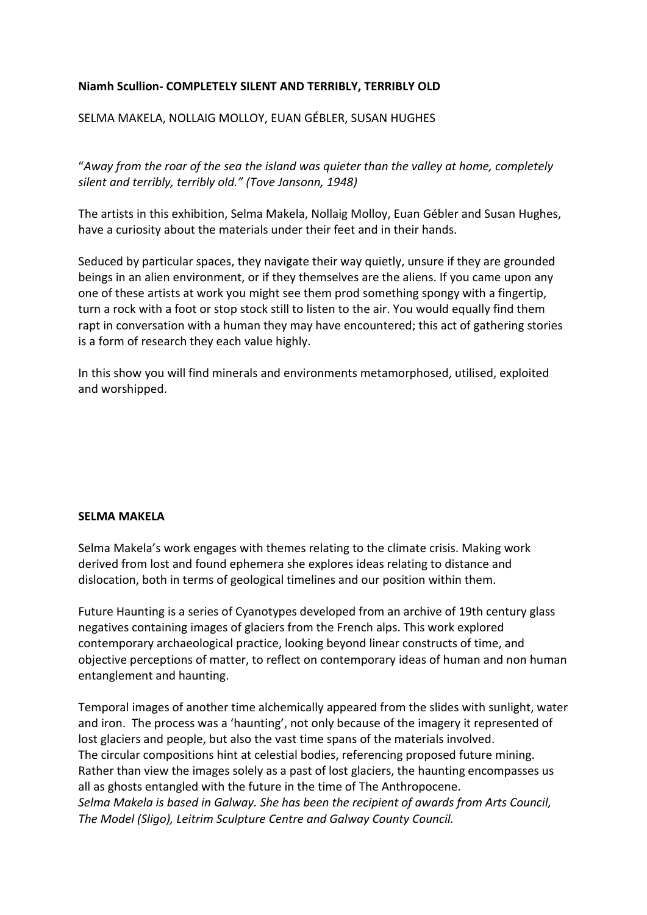**Niamh Scullion- COMPLETELY SILENT AND TERRIBLY, TERRIBLY OLD**

SELMA MAKELA, NOLLAIG MOLLOY, EUAN GÉBLER, SUSAN HUGHES

"*Away from the roar of the sea the island was quieter than the valley at home, completely silent and terribly, terribly old." (Tove Jansonn, 1948)*

The artists in this exhibition, Selma Makela, Nollaig Molloy, Euan Gébler and Susan Hughes, have a curiosity about the materials under their feet and in their hands.

Seduced by particular spaces, they navigate their way quietly, unsure if they are grounded beings in an alien environment, or if they themselves are the aliens. If you came upon any one of these artists at work you might see them prod something spongy with a fingertip, turn a rock with a foot or stop stock still to listen to the air. You would equally find them rapt in conversation with a human they may have encountered; this act of gathering stories is a form of research they each value highly.

In this show you will find minerals and environments metamorphosed, utilised, exploited and worshipped.

**SELMA MAKELA**

Selma Makela's work engages with themes relating to the climate crisis. Making work derived from lost and found ephemera she explores ideas relating to distance and dislocation, both in terms of geological timelines and our position within them.

Future Haunting is a series of Cyanotypes developed from an archive of 19th century glass negatives containing images of glaciers from the French alps. This work explored contemporary archaeological practice, looking beyond linear constructs of time, and objective perceptions of matter, to reflect on contemporary ideas of human and non human entanglement and haunting.

Temporal images of another time alchemically appeared from the slides with sunlight, water and iron. The process was a 'haunting', not only because of the imagery it represented of lost glaciers and people, but also the vast time spans of the materials involved.
The circular compositions hint at celestial bodies, referencing proposed future mining. Rather than view the images solely as a past of lost glaciers, the haunting encompasses us all as ghosts entangled with the future in the time of The Anthropocene.
*Selma Makela is based in Galway. She has been the recipient of awards from Arts Council, The Model (Sligo), Leitrim Sculpture Centre and Galway County Council.*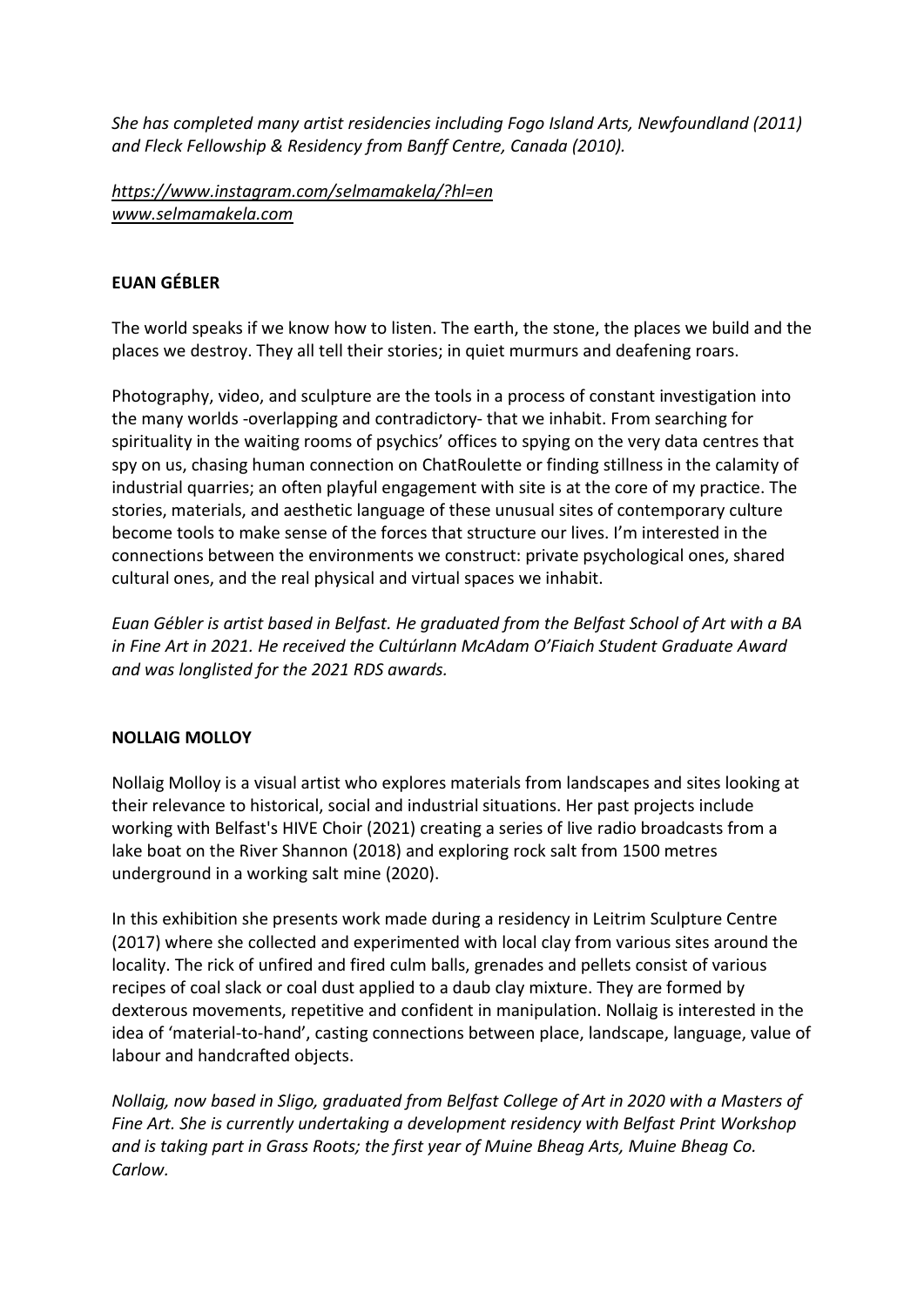*She has completed many artist residencies including Fogo Island Arts, Newfoundland (2011) and Fleck Fellowship & Residency from Banff Centre, Canada (2010).*

*https://www.instagram.com/selmamakela/?hl=en*
*www.selmamakela.com*

**EUAN GÉBLER**

The world speaks if we know how to listen. The earth, the stone, the places we build and the places we destroy. They all tell their stories; in quiet murmurs and deafening roars.

Photography, video, and sculpture are the tools in a process of constant investigation into the many worlds -overlapping and contradictory- that we inhabit. From searching for spirituality in the waiting rooms of psychics' offices to spying on the very data centres that spy on us, chasing human connection on ChatRoulette or finding stillness in the calamity of industrial quarries; an often playful engagement with site is at the core of my practice. The stories, materials, and aesthetic language of these unusual sites of contemporary culture become tools to make sense of the forces that structure our lives. I'm interested in the connections between the environments we construct: private psychological ones, shared cultural ones, and the real physical and virtual spaces we inhabit.

*Euan Gébler is artist based in Belfast. He graduated from the Belfast School of Art with a BA in Fine Art in 2021. He received the Cultúrlann McAdam O'Fiaich Student Graduate Award and was longlisted for the 2021 RDS awards.*

**NOLLAIG MOLLOY**

Nollaig Molloy is a visual artist who explores materials from landscapes and sites looking at their relevance to historical, social and industrial situations. Her past projects include working with Belfast's HIVE Choir (2021) creating a series of live radio broadcasts from a lake boat on the River Shannon (2018) and exploring rock salt from 1500 metres underground in a working salt mine (2020).

In this exhibition she presents work made during a residency in Leitrim Sculpture Centre (2017) where she collected and experimented with local clay from various sites around the locality. The rick of unfired and fired culm balls, grenades and pellets consist of various recipes of coal slack or coal dust applied to a daub clay mixture. They are formed by dexterous movements, repetitive and confident in manipulation. Nollaig is interested in the idea of 'material-to-hand', casting connections between place, landscape, language, value of labour and handcrafted objects.

*Nollaig, now based in Sligo, graduated from Belfast College of Art in 2020 with a Masters of Fine Art. She is currently undertaking a development residency with Belfast Print Workshop and is taking part in Grass Roots; the first year of Muine Bheag Arts, Muine Bheag Co. Carlow.*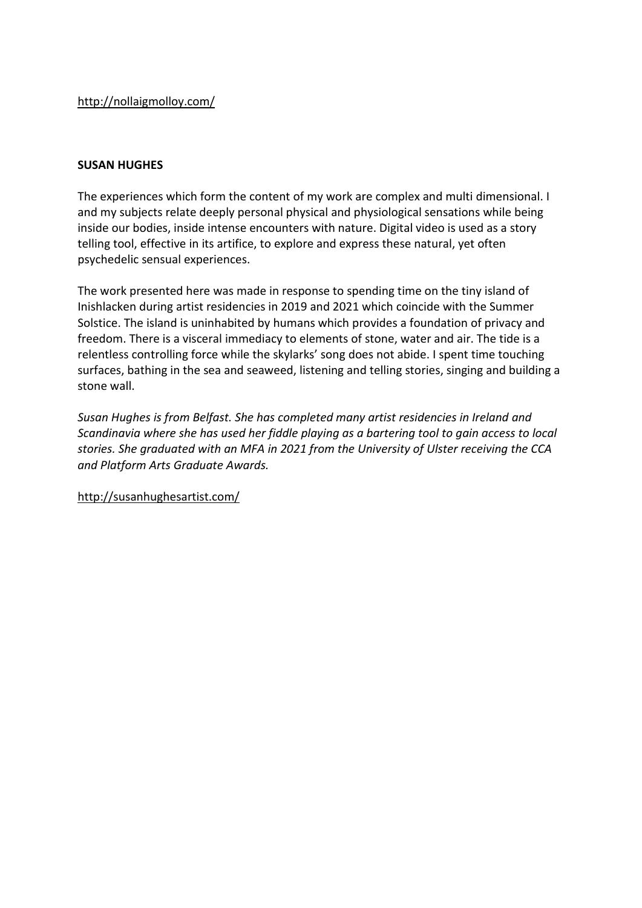http://nollaigmolloy.com/

**SUSAN HUGHES**

The experiences which form the content of my work are complex and multi dimensional. I and my subjects relate deeply personal physical and physiological sensations while being inside our bodies, inside intense encounters with nature. Digital video is used as a story telling tool, effective in its artifice, to explore and express these natural, yet often psychedelic sensual experiences.

The work presented here was made in response to spending time on the tiny island of Inishlacken during artist residencies in 2019 and 2021 which coincide with the Summer Solstice. The island is uninhabited by humans which provides a foundation of privacy and freedom. There is a visceral immediacy to elements of stone, water and air. The tide is a relentless controlling force while the skylarks' song does not abide. I spent time touching surfaces, bathing in the sea and seaweed, listening and telling stories, singing and building a stone wall.

*Susan Hughes is from Belfast. She has completed many artist residencies in Ireland and Scandinavia where she has used her fiddle playing as a bartering tool to gain access to local stories. She graduated with an MFA in 2021 from the University of Ulster receiving the CCA and Platform Arts Graduate Awards.*

http://susanhughesartist.com/